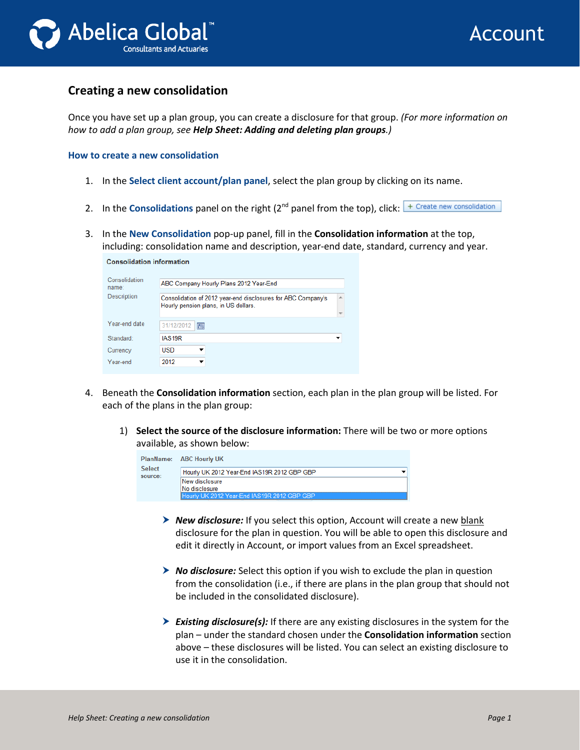# Creating a new consolidation

Once you have set up a plan group, you can create a disclosure for that group. *(For more information on how to add a plan group, see **Help Sheet: Adding and deleting plan groups**.)*

## How to create a new consolidation

1. In the **Select client account/plan panel**, select the plan group by clicking on its name.

2. In the **Consolidations** panel on the right (2nd panel from the top), click: + Create new consolidation

3. In the **New Consolidation** pop-up panel, fill in the **Consolidation information** at the top, including: consolidation name and description, year-end date, standard, currency and year.

   **Consolidation information**

   | | |
   |---|---|
   | Consolidation name: | ABC Company Hourly Plans 2012 Year-End |
   | Description | Consolidation of 2012 year-end disclosures for ABC Company's Hourly pension plans, in US dollars. |
   | Year-end date | 31/12/2012 |
   | Standard: | IAS19R |
   | Currency | USD |
   | Year-end | 2012 |

4. Beneath the **Consolidation information** section, each plan in the plan group will be listed. For each of the plans in the plan group:

   1) **Select the source of the disclosure information:** There will be two or more options available, as shown below:

      | | |
      |---|---|
      | PlanName: | ABC Hourly UK |
      | Select source: | Hourly UK 2012 Year-End IAS19R 2012 GBP GBP |
      | | New disclosure |
      | | No disclosure |
      | | Hourly UK 2012 Year-End IAS19R 2012 GBP GBP |

      - ***New disclosure:*** If you select this option, Account will create a new blank disclosure for the plan in question. You will be able to open this disclosure and edit it directly in Account, or import values from an Excel spreadsheet.

      - ***No disclosure:*** Select this option if you wish to exclude the plan in question from the consolidation (i.e., if there are plans in the plan group that should not be included in the consolidated disclosure).

      - ***Existing disclosure(s):*** If there are any existing disclosures in the system for the plan – under the standard chosen under the **Consolidation information** section above – these disclosures will be listed. You can select an existing disclosure to use it in the consolidation.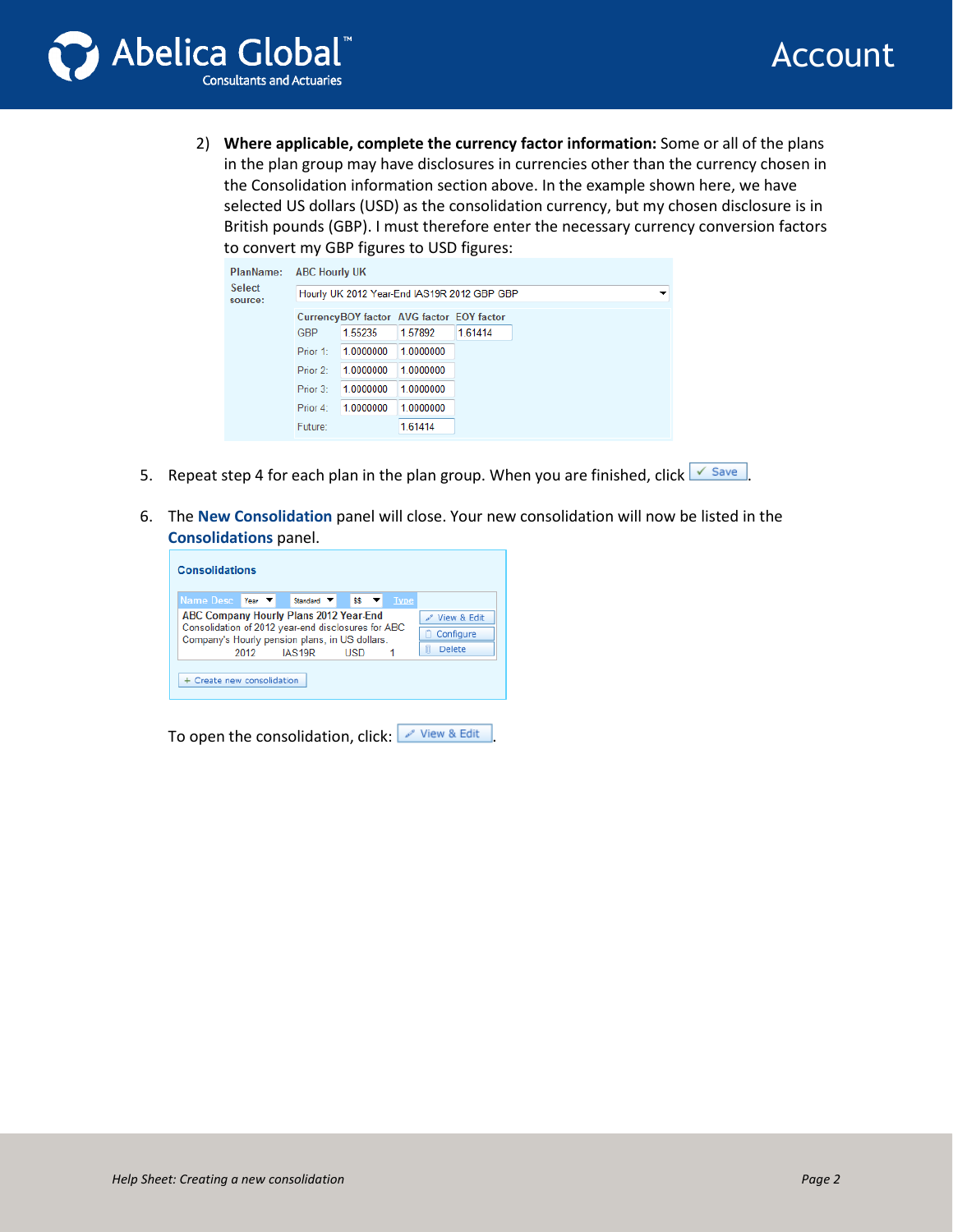2) **Where applicable, complete the currency factor information:** Some or all of the plans in the plan group may have disclosures in currencies other than the currency chosen in the Consolidation information section above. In the example shown here, we have selected US dollars (USD) as the consolidation currency, but my chosen disclosure is in British pounds (GBP). I must therefore enter the necessary currency conversion factors to convert my GBP figures to USD figures:

PlanName: ABC Hourly UK

Select source: Hourly UK 2012 Year-End IAS19R 2012 GBP GBP

| Currency | BOY factor | AVG factor | EOY factor |
|---|---|---|---|
| GBP | 1.55235 | 1.57892 | 1.61414 |
| Prior 1: | 1.0000000 | 1.0000000 | |
| Prior 2: | 1.0000000 | 1.0000000 | |
| Prior 3: | 1.0000000 | 1.0000000 | |
| Prior 4: | 1.0000000 | 1.0000000 | |
| Future: | | 1.61414 | |

5. Repeat step 4 for each plan in the plan group. When you are finished, click ✓ Save.

6. The **New Consolidation** panel will close. Your new consolidation will now be listed in the **Consolidations** panel.

**Consolidations**

| Name Desc | Year | Standard | $$ | Type | |
|---|---|---|---|---|---|
| ABC Company Hourly Plans 2012 Year-End<br>Consolidation of 2012 year-end disclosures for ABC Company's Hourly pension plans, in US dollars. | 2012 | IAS19R | USD | 1 | View & Edit / Configure / Delete |

+ Create new consolidation

To open the consolidation, click: View & Edit.